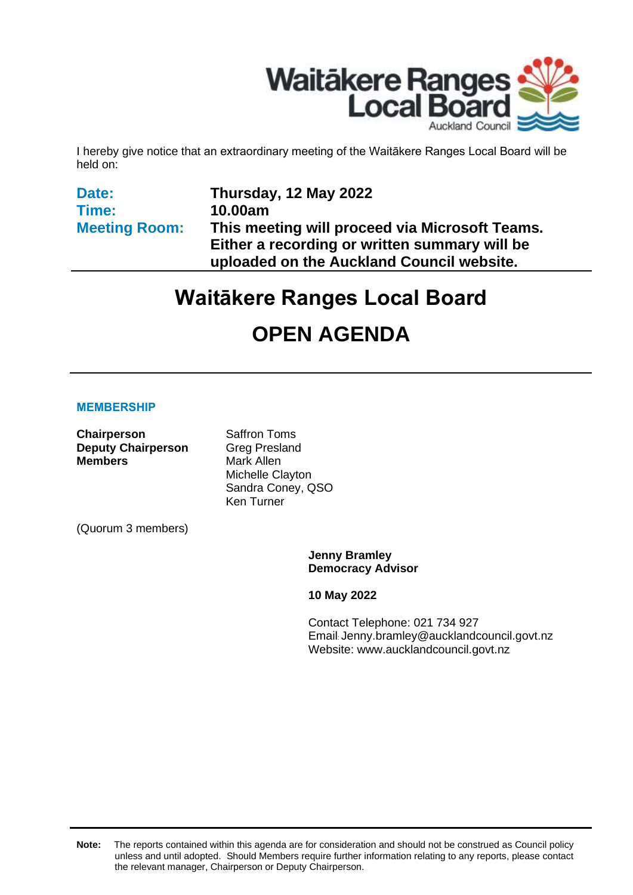I hereby give notice that an extraordinary meeting of the Waitākere Ranges Local Board will be held on:

| | |
|---|---|
| **Date:** | **Thursday, 12 May 2022** |
| **Time:** | **10.00am** |
| **Meeting Room:** | **This meeting will proceed via Microsoft Teams. Either a recording or written summary will be uploaded on the Auckland Council website.** |

# Waitākere Ranges Local Board

# OPEN AGENDA

## MEMBERSHIP

| | |
|---|---|
| **Chairperson** | Saffron Toms |
| **Deputy Chairperson** | Greg Presland |
| **Members** | Mark Allen |
| | Michelle Clayton |
| | Sandra Coney, QSO |
| | Ken Turner |

(Quorum 3 members)

**Jenny Bramley**
**Democracy Advisor**

**10 May 2022**

Contact Telephone: 021 734 927
Email: Jenny.bramley@aucklandcouncil.govt.nz
Website: www.aucklandcouncil.govt.nz

**Note:** The reports contained within this agenda are for consideration and should not be construed as Council policy unless and until adopted. Should Members require further information relating to any reports, please contact the relevant manager, Chairperson or Deputy Chairperson.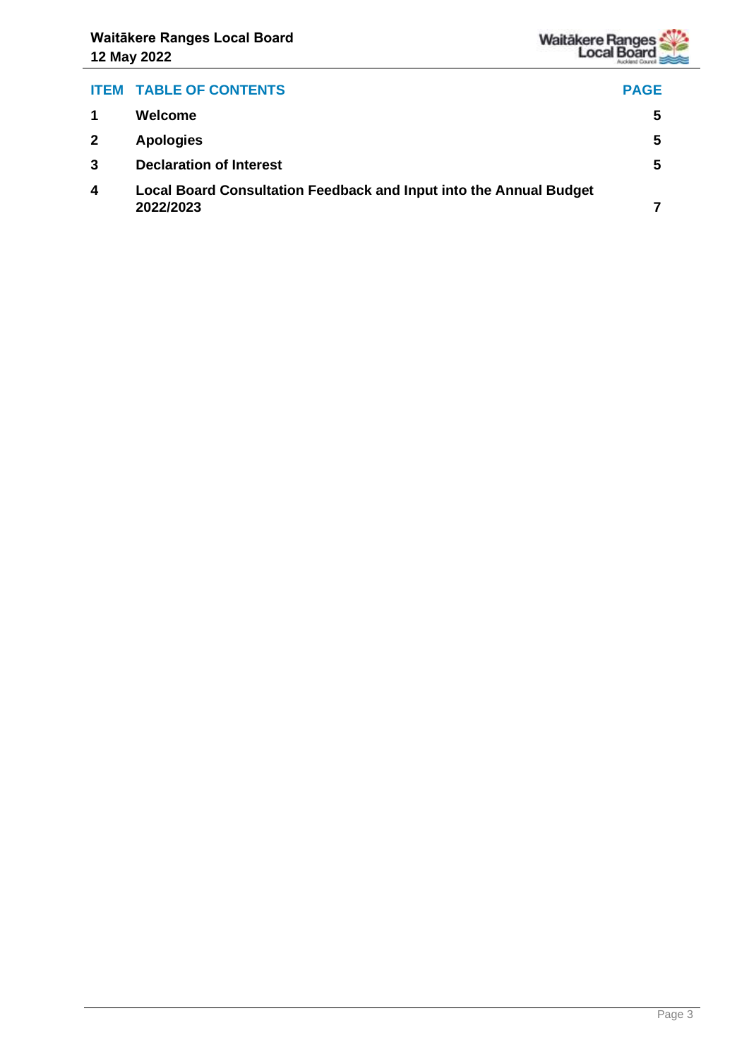| ITEM | TABLE OF CONTENTS | PAGE |
| --- | --- | --- |
| 1 | Welcome | 5 |
| 2 | Apologies | 5 |
| 3 | Declaration of Interest | 5 |
| 4 | Local Board Consultation Feedback and Input into the Annual Budget 2022/2023 | 7 |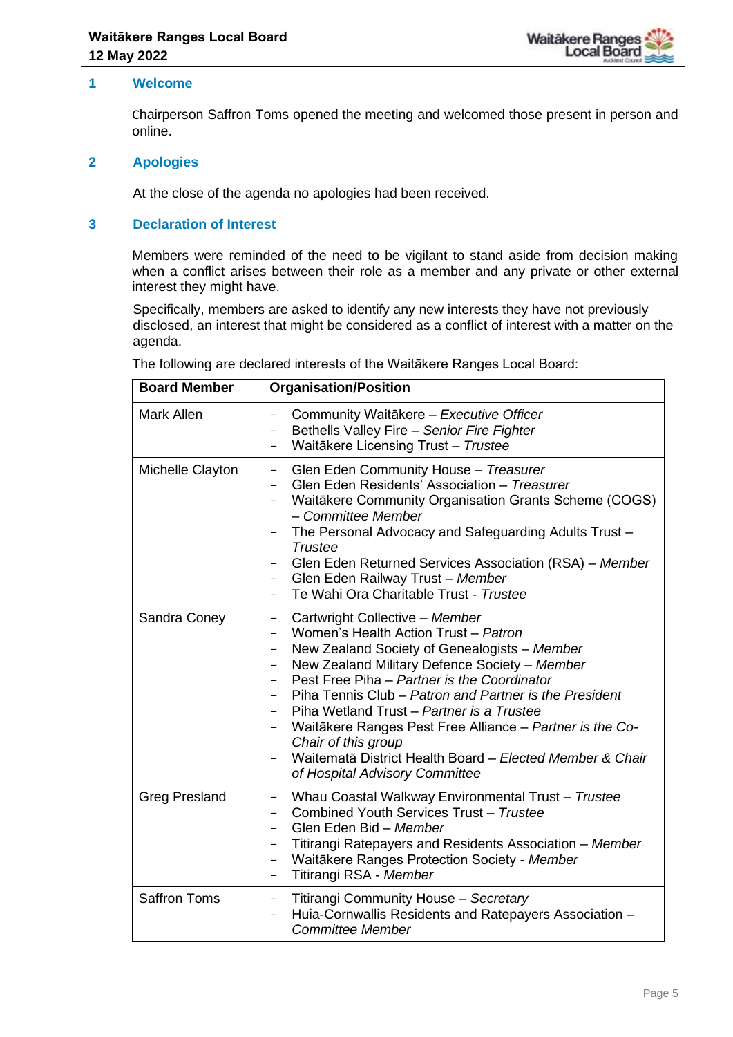## 1 Welcome

Chairperson Saffron Toms opened the meeting and welcomed those present in person and online.

## 2 Apologies

At the close of the agenda no apologies had been received.

## 3 Declaration of Interest

Members were reminded of the need to be vigilant to stand aside from decision making when a conflict arises between their role as a member and any private or other external interest they might have.

Specifically, members are asked to identify any new interests they have not previously disclosed, an interest that might be considered as a conflict of interest with a matter on the agenda.

The following are declared interests of the Waitākere Ranges Local Board:

| Board Member | Organisation/Position |
| --- | --- |
| Mark Allen | – Community Waitākere – *Executive Officer*<br>– Bethells Valley Fire – *Senior Fire Fighter*<br>– Waitākere Licensing Trust – *Trustee* |
| Michelle Clayton | – Glen Eden Community House – *Treasurer*<br>– Glen Eden Residents' Association – *Treasurer*<br>– Waitākere Community Organisation Grants Scheme (COGS) – *Committee Member*<br>– The Personal Advocacy and Safeguarding Adults Trust – *Trustee*<br>– Glen Eden Returned Services Association (RSA) – *Member*<br>– Glen Eden Railway Trust – *Member*<br>– Te Wahi Ora Charitable Trust - *Trustee* |
| Sandra Coney | – Cartwright Collective – *Member*<br>– Women's Health Action Trust – *Patron*<br>– New Zealand Society of Genealogists – *Member*<br>– New Zealand Military Defence Society – *Member*<br>– Pest Free Piha – *Partner is the Coordinator*<br>– Piha Tennis Club – *Patron and Partner is the President*<br>– Piha Wetland Trust – *Partner is a Trustee*<br>– Waitākere Ranges Pest Free Alliance – *Partner is the Co-Chair of this group*<br>– Waitematā District Health Board – *Elected Member & Chair of Hospital Advisory Committee* |
| Greg Presland | – Whau Coastal Walkway Environmental Trust – *Trustee*<br>– Combined Youth Services Trust – *Trustee*<br>– Glen Eden Bid – *Member*<br>– Titirangi Ratepayers and Residents Association – *Member*<br>– Waitākere Ranges Protection Society - *Member*<br>– Titirangi RSA - *Member* |
| Saffron Toms | – Titirangi Community House – *Secretary*<br>– Huia-Cornwallis Residents and Ratepayers Association – *Committee Member* |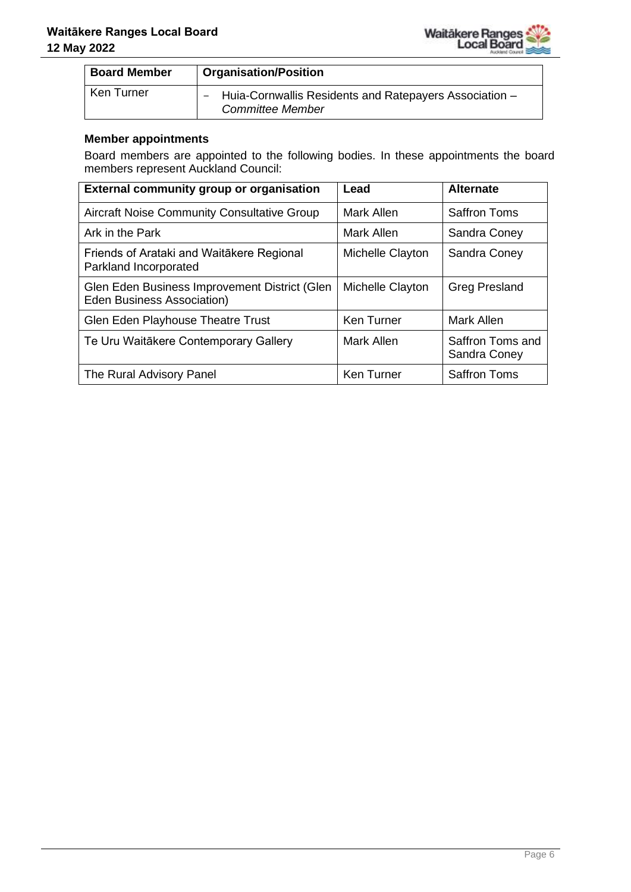| Board Member | Organisation/Position |
|---|---|
| Ken Turner | – Huia-Cornwallis Residents and Ratepayers Association – *Committee Member* |

**Member appointments**

Board members are appointed to the following bodies. In these appointments the board members represent Auckland Council:

| External community group or organisation | Lead | Alternate |
|---|---|---|
| Aircraft Noise Community Consultative Group | Mark Allen | Saffron Toms |
| Ark in the Park | Mark Allen | Sandra Coney |
| Friends of Arataki and Waitākere Regional Parkland Incorporated | Michelle Clayton | Sandra Coney |
| Glen Eden Business Improvement District (Glen Eden Business Association) | Michelle Clayton | Greg Presland |
| Glen Eden Playhouse Theatre Trust | Ken Turner | Mark Allen |
| Te Uru Waitākere Contemporary Gallery | Mark Allen | Saffron Toms and Sandra Coney |
| The Rural Advisory Panel | Ken Turner | Saffron Toms |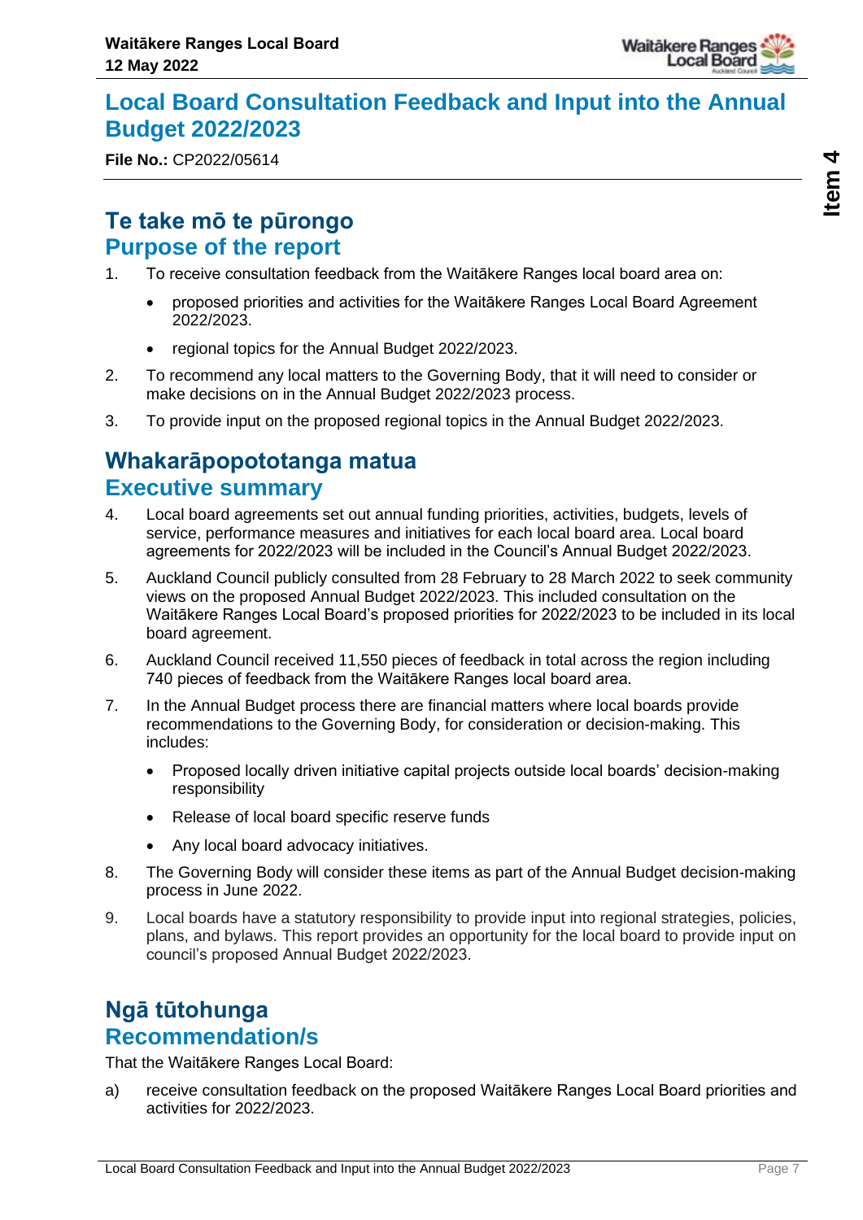# Local Board Consultation Feedback and Input into the Annual Budget 2022/2023

**File No.:** CP2022/05614

## Te take mō te pūrongo
## Purpose of the report

1. To receive consultation feedback from the Waitākere Ranges local board area on:
   - proposed priorities and activities for the Waitākere Ranges Local Board Agreement 2022/2023.
   - regional topics for the Annual Budget 2022/2023.
2. To recommend any local matters to the Governing Body, that it will need to consider or make decisions on in the Annual Budget 2022/2023 process.
3. To provide input on the proposed regional topics in the Annual Budget 2022/2023.

## Whakarāpopototanga matua
## Executive summary

4. Local board agreements set out annual funding priorities, activities, budgets, levels of service, performance measures and initiatives for each local board area. Local board agreements for 2022/2023 will be included in the Council's Annual Budget 2022/2023.
5. Auckland Council publicly consulted from 28 February to 28 March 2022 to seek community views on the proposed Annual Budget 2022/2023. This included consultation on the Waitākere Ranges Local Board's proposed priorities for 2022/2023 to be included in its local board agreement.
6. Auckland Council received 11,550 pieces of feedback in total across the region including 740 pieces of feedback from the Waitākere Ranges local board area.
7. In the Annual Budget process there are financial matters where local boards provide recommendations to the Governing Body, for consideration or decision-making. This includes:
   - Proposed locally driven initiative capital projects outside local boards' decision-making responsibility
   - Release of local board specific reserve funds
   - Any local board advocacy initiatives.
8. The Governing Body will consider these items as part of the Annual Budget decision-making process in June 2022.
9. Local boards have a statutory responsibility to provide input into regional strategies, policies, plans, and bylaws. This report provides an opportunity for the local board to provide input on council's proposed Annual Budget 2022/2023.

## Ngā tūtohunga
## Recommendation/s

That the Waitākere Ranges Local Board:

a) receive consultation feedback on the proposed Waitākere Ranges Local Board priorities and activities for 2022/2023.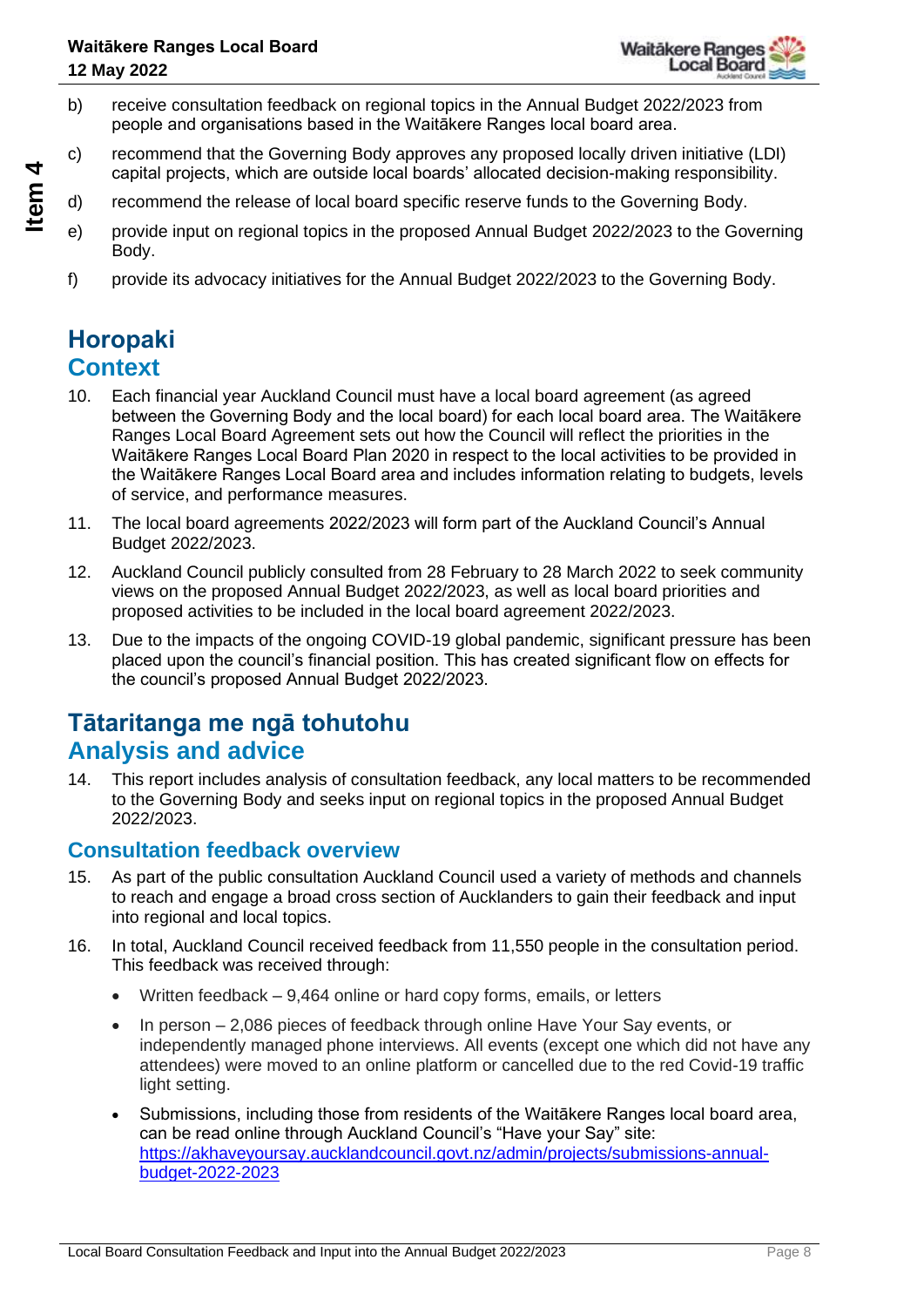b) receive consultation feedback on regional topics in the Annual Budget 2022/2023 from people and organisations based in the Waitākere Ranges local board area.

c) recommend that the Governing Body approves any proposed locally driven initiative (LDI) capital projects, which are outside local boards' allocated decision-making responsibility.

d) recommend the release of local board specific reserve funds to the Governing Body.

e) provide input on regional topics in the proposed Annual Budget 2022/2023 to the Governing Body.

f) provide its advocacy initiatives for the Annual Budget 2022/2023 to the Governing Body.

# Horopaki
# Context

10. Each financial year Auckland Council must have a local board agreement (as agreed between the Governing Body and the local board) for each local board area. The Waitākere Ranges Local Board Agreement sets out how the Council will reflect the priorities in the Waitākere Ranges Local Board Plan 2020 in respect to the local activities to be provided in the Waitākere Ranges Local Board area and includes information relating to budgets, levels of service, and performance measures.

11. The local board agreements 2022/2023 will form part of the Auckland Council's Annual Budget 2022/2023.

12. Auckland Council publicly consulted from 28 February to 28 March 2022 to seek community views on the proposed Annual Budget 2022/2023, as well as local board priorities and proposed activities to be included in the local board agreement 2022/2023.

13. Due to the impacts of the ongoing COVID-19 global pandemic, significant pressure has been placed upon the council's financial position. This has created significant flow on effects for the council's proposed Annual Budget 2022/2023.

# Tātaritanga me ngā tohutohu
# Analysis and advice

14. This report includes analysis of consultation feedback, any local matters to be recommended to the Governing Body and seeks input on regional topics in the proposed Annual Budget 2022/2023.

## Consultation feedback overview

15. As part of the public consultation Auckland Council used a variety of methods and channels to reach and engage a broad cross section of Aucklanders to gain their feedback and input into regional and local topics.

16. In total, Auckland Council received feedback from 11,550 people in the consultation period. This feedback was received through:

   - Written feedback – 9,464 online or hard copy forms, emails, or letters
   - In person – 2,086 pieces of feedback through online Have Your Say events, or independently managed phone interviews. All events (except one which did not have any attendees) were moved to an online platform or cancelled due to the red Covid-19 traffic light setting.
   - Submissions, including those from residents of the Waitākere Ranges local board area, can be read online through Auckland Council's "Have your Say" site: https://akhaveyoursay.aucklandcouncil.govt.nz/admin/projects/submissions-annual-budget-2022-2023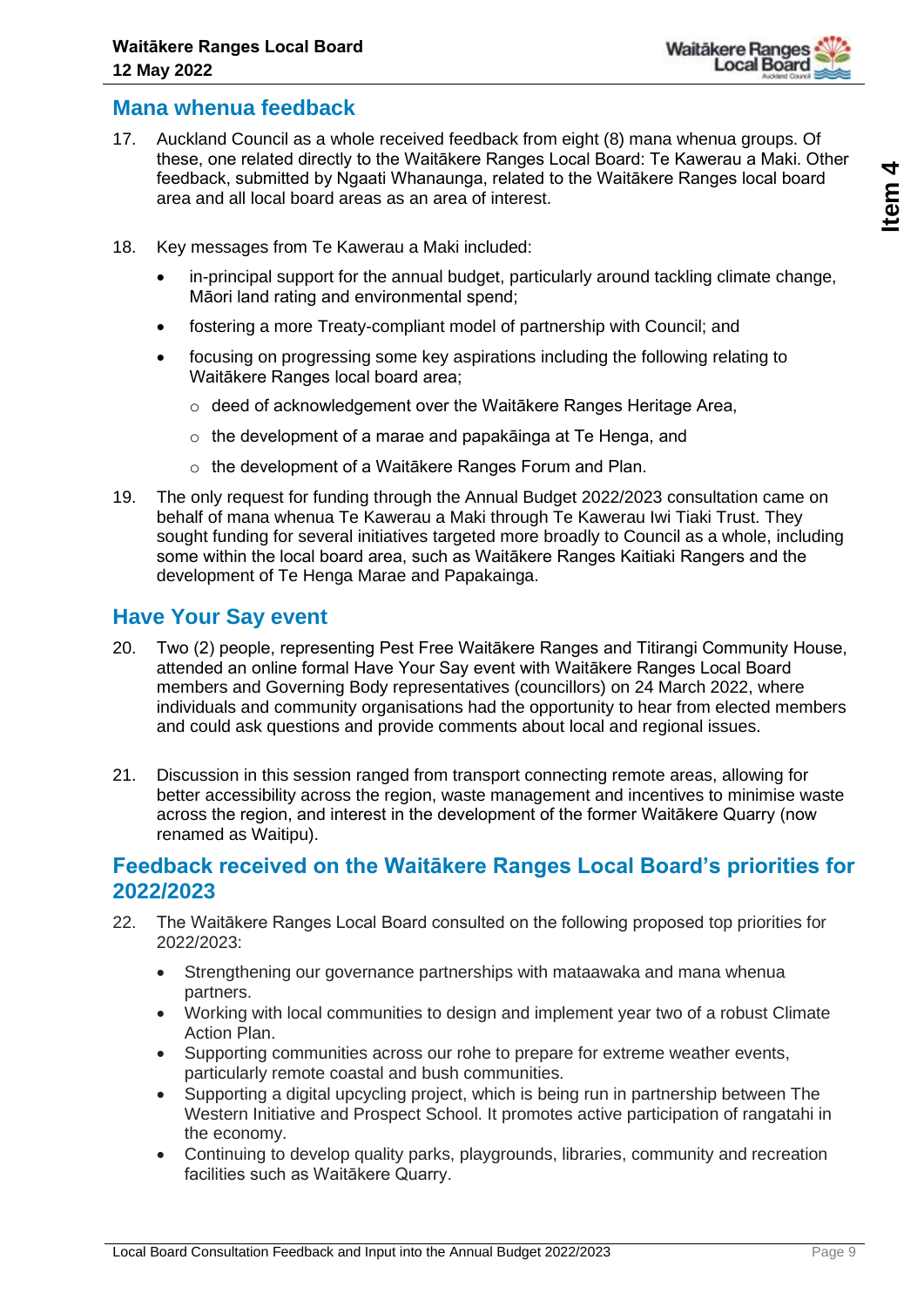## Mana whenua feedback

17. Auckland Council as a whole received feedback from eight (8) mana whenua groups. Of these, one related directly to the Waitākere Ranges Local Board: Te Kawerau a Maki. Other feedback, submitted by Ngaati Whanaunga, related to the Waitākere Ranges local board area and all local board areas as an area of interest.

18. Key messages from Te Kawerau a Maki included:

    - in-principal support for the annual budget, particularly around tackling climate change, Māori land rating and environmental spend;
    - fostering a more Treaty-compliant model of partnership with Council; and
    - focusing on progressing some key aspirations including the following relating to Waitākere Ranges local board area;
        - deed of acknowledgement over the Waitākere Ranges Heritage Area,
        - the development of a marae and papakāinga at Te Henga, and
        - the development of a Waitākere Ranges Forum and Plan.

19. The only request for funding through the Annual Budget 2022/2023 consultation came on behalf of mana whenua Te Kawerau a Maki through Te Kawerau Iwi Tiaki Trust. They sought funding for several initiatives targeted more broadly to Council as a whole, including some within the local board area, such as Waitākere Ranges Kaitiaki Rangers and the development of Te Henga Marae and Papakainga.

## Have Your Say event

20. Two (2) people, representing Pest Free Waitākere Ranges and Titirangi Community House, attended an online formal Have Your Say event with Waitākere Ranges Local Board members and Governing Body representatives (councillors) on 24 March 2022, where individuals and community organisations had the opportunity to hear from elected members and could ask questions and provide comments about local and regional issues.

21. Discussion in this session ranged from transport connecting remote areas, allowing for better accessibility across the region, waste management and incentives to minimise waste across the region, and interest in the development of the former Waitākere Quarry (now renamed as Waitipu).

## Feedback received on the Waitākere Ranges Local Board's priorities for 2022/2023

22. The Waitākere Ranges Local Board consulted on the following proposed top priorities for 2022/2023:

    - Strengthening our governance partnerships with mataawaka and mana whenua partners.
    - Working with local communities to design and implement year two of a robust Climate Action Plan.
    - Supporting communities across our rohe to prepare for extreme weather events, particularly remote coastal and bush communities.
    - Supporting a digital upcycling project, which is being run in partnership between The Western Initiative and Prospect School. It promotes active participation of rangatahi in the economy.
    - Continuing to develop quality parks, playgrounds, libraries, community and recreation facilities such as Waitākere Quarry.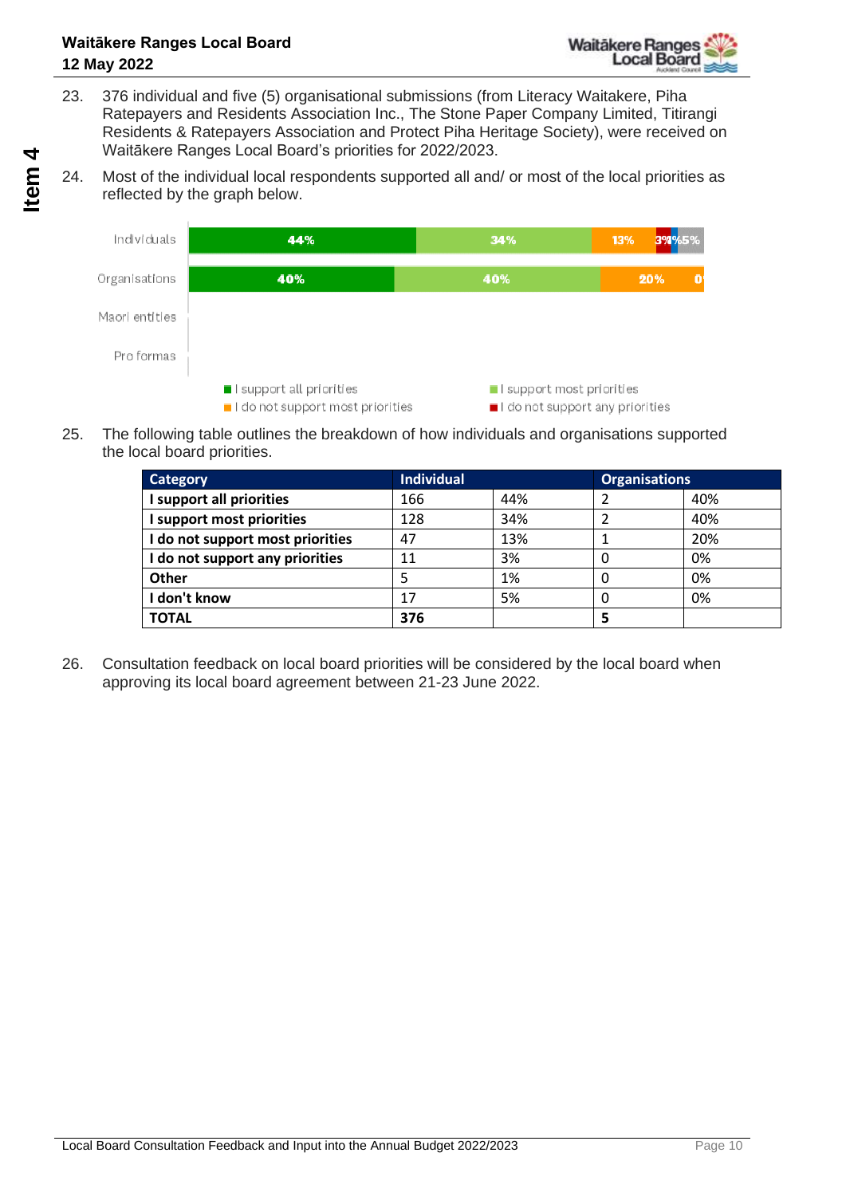23. 376 individual and five (5) organisational submissions (from Literacy Waitakere, Piha Ratepayers and Residents Association Inc., The Stone Paper Company Limited, Titirangi Residents & Ratepayers Association and Protect Piha Heritage Society), were received on Waitākere Ranges Local Board's priorities for 2022/2023.

24. Most of the individual local respondents supported all and/ or most of the local priorities as reflected by the graph below.

| | I support all priorities | I support most priorities | I do not support most priorities | I do not support any priorities | | |
|---|---|---|---|---|---|---|
| Individuals | 44% | 34% | 13% | 3% | 1% | 5% |
| Organisations | 40% | 40% | 20% | 0 | | |
| Maori entities | | | | | | |
| Pro formas | | | | | | |

25. The following table outlines the breakdown of how individuals and organisations supported the local board priorities.

| Category | Individual | | Organisations | |
|---|---|---|---|---|
| **I support all priorities** | 166 | 44% | 2 | 40% |
| **I support most priorities** | 128 | 34% | 2 | 40% |
| **I do not support most priorities** | 47 | 13% | 1 | 20% |
| **I do not support any priorities** | 11 | 3% | 0 | 0% |
| **Other** | 5 | 1% | 0 | 0% |
| **I don't know** | 17 | 5% | 0 | 0% |
| **TOTAL** | **376** | | **5** | |

26. Consultation feedback on local board priorities will be considered by the local board when approving its local board agreement between 21-23 June 2022.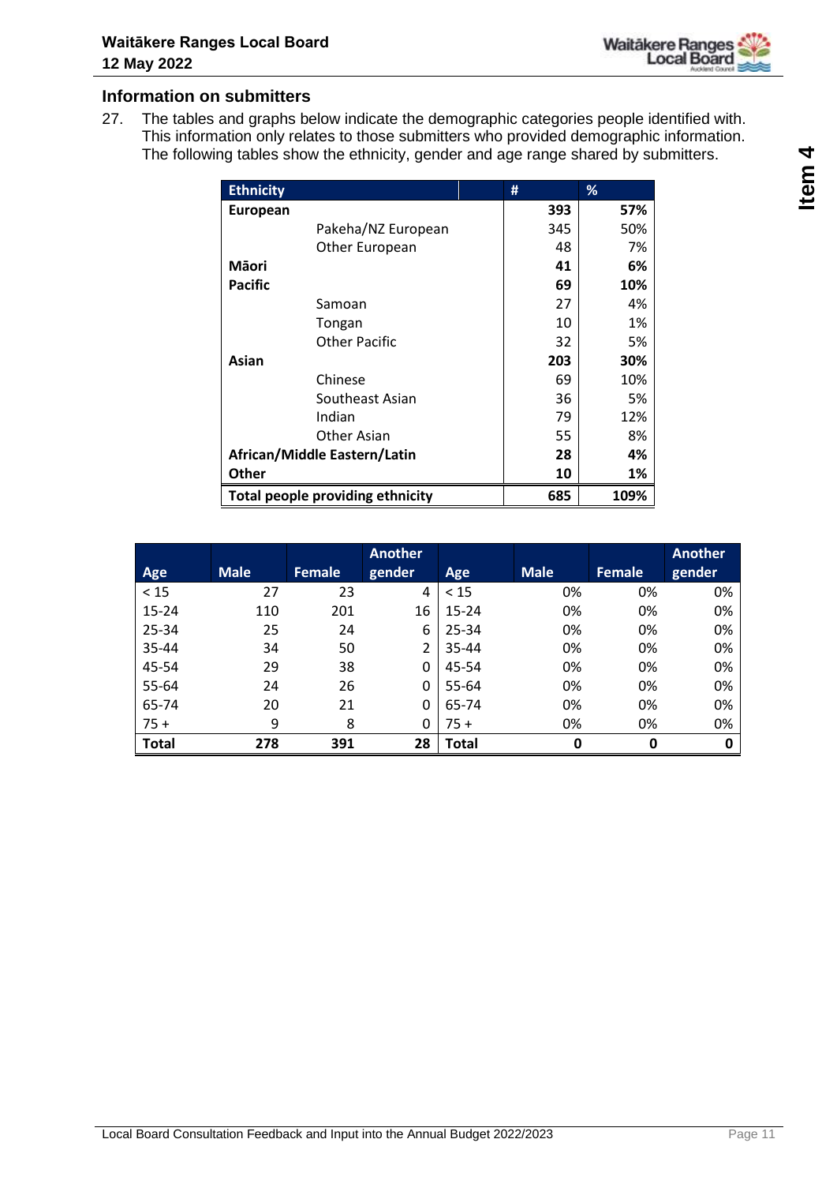## Information on submitters

27. The tables and graphs below indicate the demographic categories people identified with. This information only relates to those submitters who provided demographic information. The following tables show the ethnicity, gender and age range shared by submitters.

| Ethnicity | | # | % |
|---|---|---|---|
| **European** | | **393** | **57%** |
| | Pakeha/NZ European | 345 | 50% |
| | Other European | 48 | 7% |
| **Māori** | | **41** | **6%** |
| **Pacific** | | **69** | **10%** |
| | Samoan | 27 | 4% |
| | Tongan | 10 | 1% |
| | Other Pacific | 32 | 5% |
| **Asian** | | **203** | **30%** |
| | Chinese | 69 | 10% |
| | Southeast Asian | 36 | 5% |
| | Indian | 79 | 12% |
| | Other Asian | 55 | 8% |
| **African/Middle Eastern/Latin** | | **28** | **4%** |
| **Other** | | **10** | **1%** |
| **Total people providing ethnicity** | | **685** | **109%** |

| Age | Male | Female | Another gender | Age | Male | Female | Another gender |
|---|---|---|---|---|---|---|---|
| < 15 | 27 | 23 | 4 | < 15 | 0% | 0% | 0% |
| 15-24 | 110 | 201 | 16 | 15-24 | 0% | 0% | 0% |
| 25-34 | 25 | 24 | 6 | 25-34 | 0% | 0% | 0% |
| 35-44 | 34 | 50 | 2 | 35-44 | 0% | 0% | 0% |
| 45-54 | 29 | 38 | 0 | 45-54 | 0% | 0% | 0% |
| 55-64 | 24 | 26 | 0 | 55-64 | 0% | 0% | 0% |
| 65-74 | 20 | 21 | 0 | 65-74 | 0% | 0% | 0% |
| 75 + | 9 | 8 | 0 | 75 + | 0% | 0% | 0% |
| **Total** | **278** | **391** | **28** | **Total** | **0** | **0** | **0** |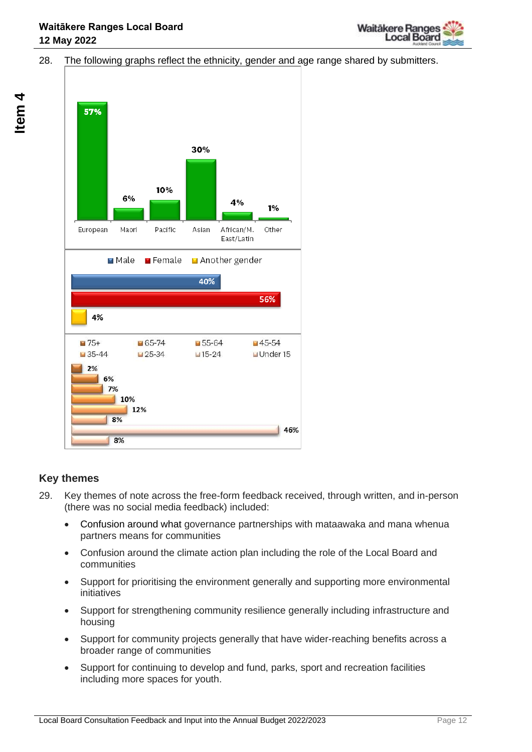28. The following graphs reflect the ethnicity, gender and age range shared by submitters.

| Ethnicity | % |
|---|---|
| European | 57% |
| Maori | 6% |
| Pacific | 10% |
| Asian | 30% |
| African/M. East/Latin | 4% |
| Other | 1% |

| Gender | % |
|---|---|
| Male | 40% |
| Female | 56% |
| Another gender | 4% |

| Age range | % |
|---|---|
| 75+ | 2% |
| 65-74 | 6% |
| 55-64 | 7% |
| 45-54 | 10% |
| 35-44 | 12% |
| 25-34 | 8% |
| 15-24 | 46% |
| Under 15 | 8% |

## Key themes

29. Key themes of note across the free-form feedback received, through written, and in-person (there was no social media feedback) included:

- Confusion around what governance partnerships with mataawaka and mana whenua partners means for communities
- Confusion around the climate action plan including the role of the Local Board and communities
- Support for prioritising the environment generally and supporting more environmental initiatives
- Support for strengthening community resilience generally including infrastructure and housing
- Support for community projects generally that have wider-reaching benefits across a broader range of communities
- Support for continuing to develop and fund, parks, sport and recreation facilities including more spaces for youth.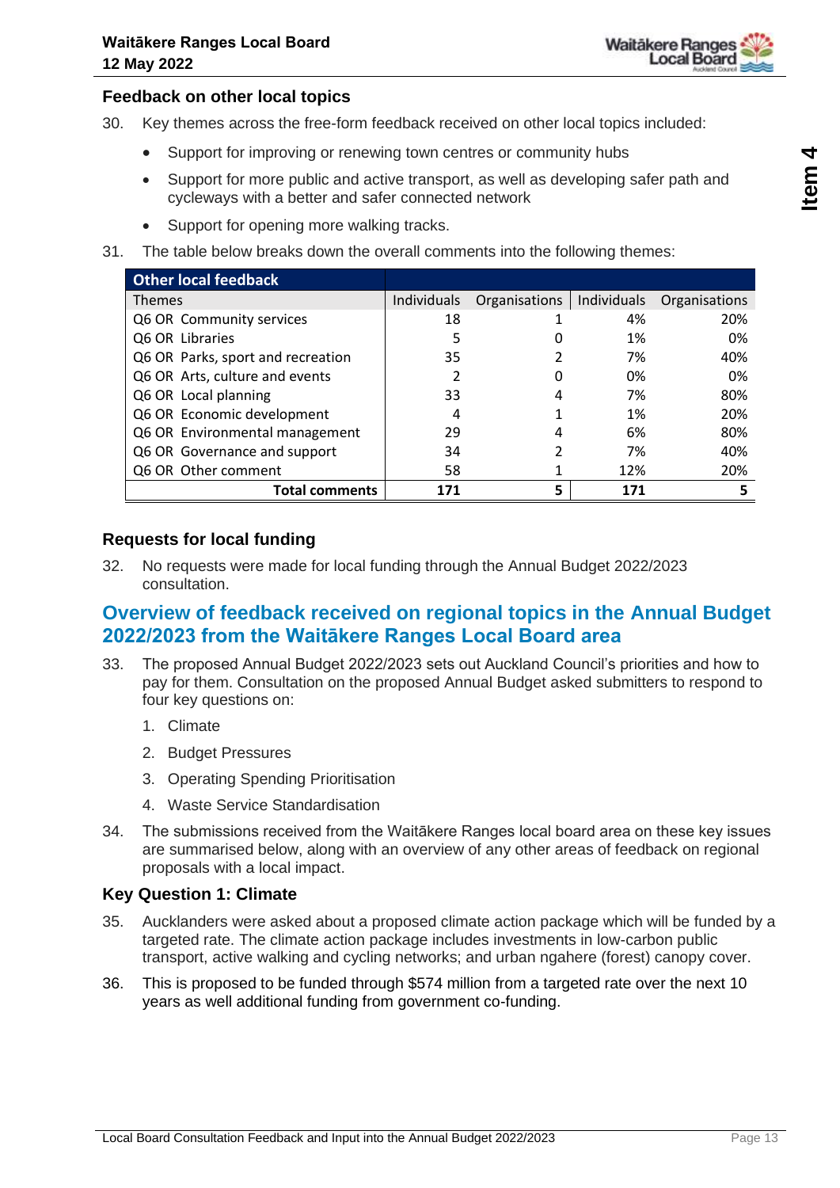## Feedback on other local topics

30. Key themes across the free-form feedback received on other local topics included:
    - Support for improving or renewing town centres or community hubs
    - Support for more public and active transport, as well as developing safer path and cycleways with a better and safer connected network
    - Support for opening more walking tracks.

31. The table below breaks down the overall comments into the following themes:

| Other local feedback | | | | |
|---|---|---|---|---|
| Themes | Individuals | Organisations | Individuals | Organisations |
| Q6 OR Community services | 18 | 1 | 4% | 20% |
| Q6 OR Libraries | 5 | 0 | 1% | 0% |
| Q6 OR Parks, sport and recreation | 35 | 2 | 7% | 40% |
| Q6 OR Arts, culture and events | 2 | 0 | 0% | 0% |
| Q6 OR Local planning | 33 | 4 | 7% | 80% |
| Q6 OR Economic development | 4 | 1 | 1% | 20% |
| Q6 OR Environmental management | 29 | 4 | 6% | 80% |
| Q6 OR Governance and support | 34 | 2 | 7% | 40% |
| Q6 OR Other comment | 58 | 1 | 12% | 20% |
| **Total comments** | **171** | **5** | **171** | **5** |

## Requests for local funding

32. No requests were made for local funding through the Annual Budget 2022/2023 consultation.

# Overview of feedback received on regional topics in the Annual Budget 2022/2023 from the Waitākere Ranges Local Board area

33. The proposed Annual Budget 2022/2023 sets out Auckland Council's priorities and how to pay for them. Consultation on the proposed Annual Budget asked submitters to respond to four key questions on:
    1. Climate
    2. Budget Pressures
    3. Operating Spending Prioritisation
    4. Waste Service Standardisation

34. The submissions received from the Waitākere Ranges local board area on these key issues are summarised below, along with an overview of any other areas of feedback on regional proposals with a local impact.

## Key Question 1: Climate

35. Aucklanders were asked about a proposed climate action package which will be funded by a targeted rate. The climate action package includes investments in low-carbon public transport, active walking and cycling networks; and urban ngahere (forest) canopy cover.

36. This is proposed to be funded through $574 million from a targeted rate over the next 10 years as well additional funding from government co-funding.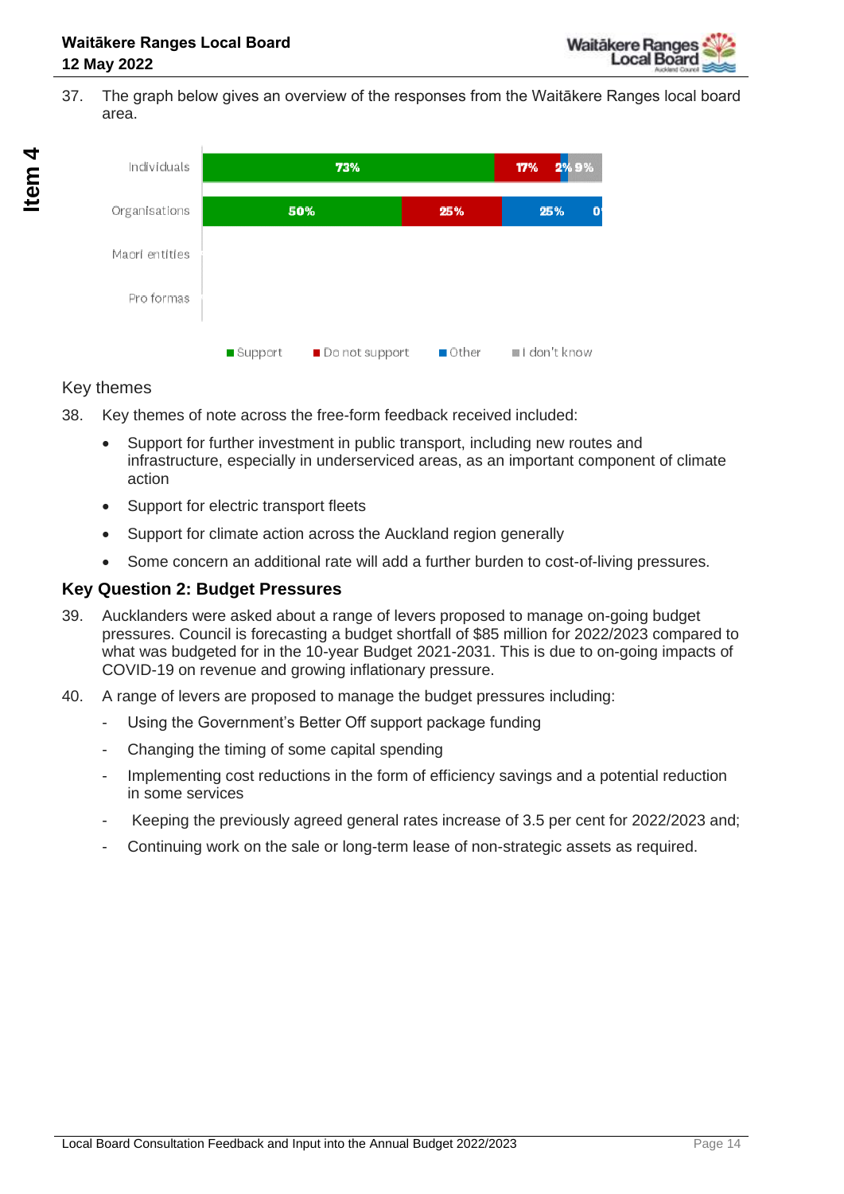37. The graph below gives an overview of the responses from the Waitākere Ranges local board area.

| | Support | Do not support | Other | I don't know |
|---|---|---|---|---|
| Individuals | 73% | 17% | 2% | 9% |
| Organisations | 50% | 25% | 25% | 0% |
| Maori entities | | | | |
| Pro formas | | | | |

### Key themes

38. Key themes of note across the free-form feedback received included:

- Support for further investment in public transport, including new routes and infrastructure, especially in underserviced areas, as an important component of climate action
- Support for electric transport fleets
- Support for climate action across the Auckland region generally
- Some concern an additional rate will add a further burden to cost-of-living pressures.

## Key Question 2: Budget Pressures

39. Aucklanders were asked about a range of levers proposed to manage on-going budget pressures. Council is forecasting a budget shortfall of $85 million for 2022/2023 compared to what was budgeted for in the 10-year Budget 2021-2031. This is due to on-going impacts of COVID-19 on revenue and growing inflationary pressure.

40. A range of levers are proposed to manage the budget pressures including:

- Using the Government's Better Off support package funding
- Changing the timing of some capital spending
- Implementing cost reductions in the form of efficiency savings and a potential reduction in some services
- Keeping the previously agreed general rates increase of 3.5 per cent for 2022/2023 and;
- Continuing work on the sale or long-term lease of non-strategic assets as required.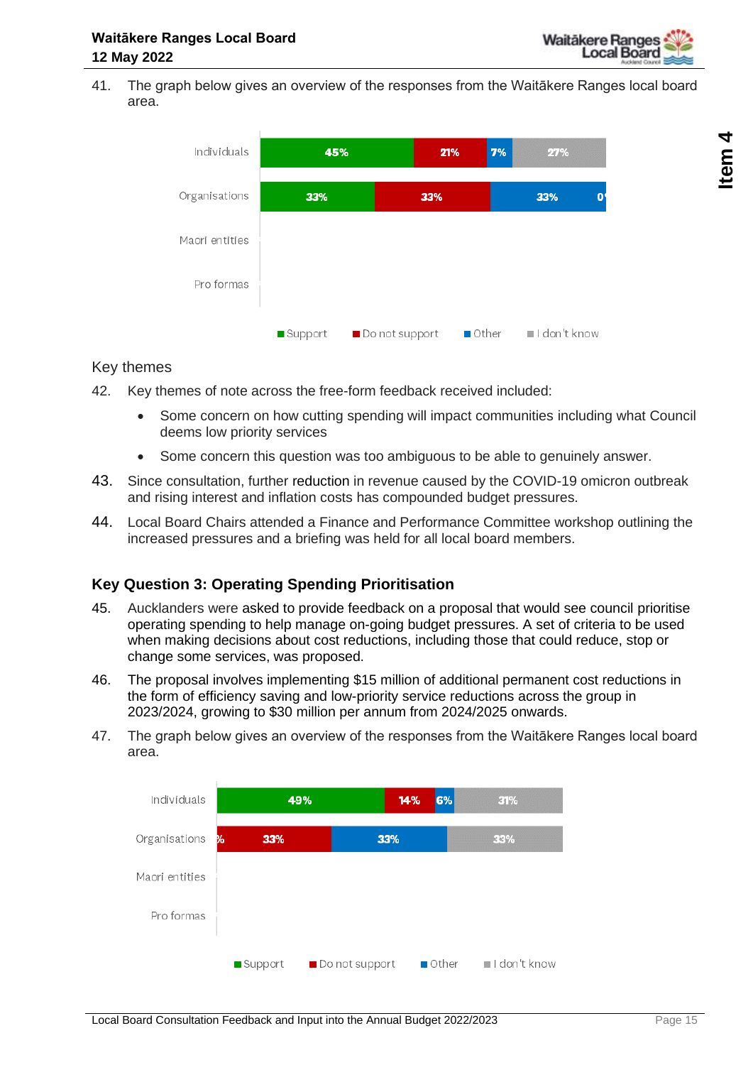41. The graph below gives an overview of the responses from the Waitākere Ranges local board area.

| | Support | Do not support | Other | I don't know |
|---|---|---|---|---|
| Individuals | 45% | 21% | 7% | 27% |
| Organisations | 33% | 33% | 33% | 0% |
| Maori entities | | | | |
| Pro formas | | | | |

### Key themes

42. Key themes of note across the free-form feedback received included:

    - Some concern on how cutting spending will impact communities including what Council deems low priority services
    - Some concern this question was too ambiguous to be able to genuinely answer.

43. Since consultation, further reduction in revenue caused by the COVID-19 omicron outbreak and rising interest and inflation costs has compounded budget pressures.

44. Local Board Chairs attended a Finance and Performance Committee workshop outlining the increased pressures and a briefing was held for all local board members.

## Key Question 3: Operating Spending Prioritisation

45. Aucklanders were asked to provide feedback on a proposal that would see council prioritise operating spending to help manage on-going budget pressures. A set of criteria to be used when making decisions about cost reductions, including those that could reduce, stop or change some services, was proposed.

46. The proposal involves implementing $15 million of additional permanent cost reductions in the form of efficiency saving and low-priority service reductions across the group in 2023/2024, growing to $30 million per annum from 2024/2025 onwards.

47. The graph below gives an overview of the responses from the Waitākere Ranges local board area.

| | Support | Do not support | Other | I don't know |
|---|---|---|---|---|
| Individuals | 49% | 14% | 6% | 31% |
| Organisations | 0% | 33% | 33% | 33% |
| Maori entities | | | | |
| Pro formas | | | | |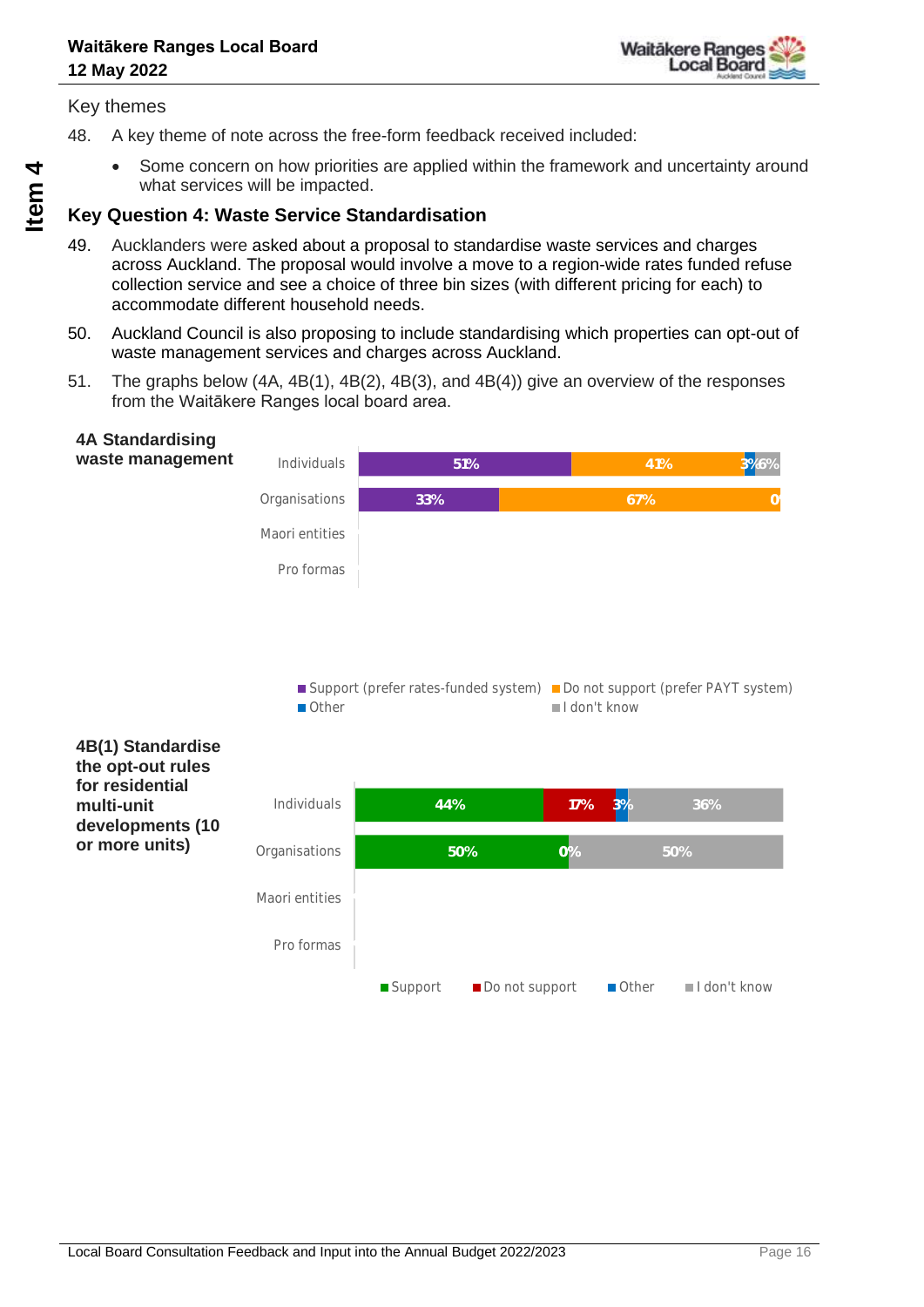Key themes

48. A key theme of note across the free-form feedback received included:

- Some concern on how priorities are applied within the framework and uncertainty around what services will be impacted.

## Key Question 4: Waste Service Standardisation

49. Aucklanders were asked about a proposal to standardise waste services and charges across Auckland. The proposal would involve a move to a region-wide rates funded refuse collection service and see a choice of three bin sizes (with different pricing for each) to accommodate different household needs.

50. Auckland Council is also proposing to include standardising which properties can opt-out of waste management services and charges across Auckland.

51. The graphs below (4A, 4B(1), 4B(2), 4B(3), and 4B(4)) give an overview of the responses from the Waitākere Ranges local board area.

**4A Standardising waste management**

| | Support (prefer rates-funded system) | Do not support (prefer PAYT system) | Other | I don't know |
|---|---|---|---|---|
| Individuals | 51% | 41% | 3% | 6% |
| Organisations | 33% | 67% | 0 | |
| Maori entities | | | | |
| Pro formas | | | | |

**4B(1) Standardise the opt-out rules for residential multi-unit developments (10 or more units)**

| | Support | Do not support | Other | I don't know |
|---|---|---|---|---|
| Individuals | 44% | 17% | 3% | 36% |
| Organisations | 50% | 0% | | 50% |
| Maori entities | | | | |
| Pro formas | | | | |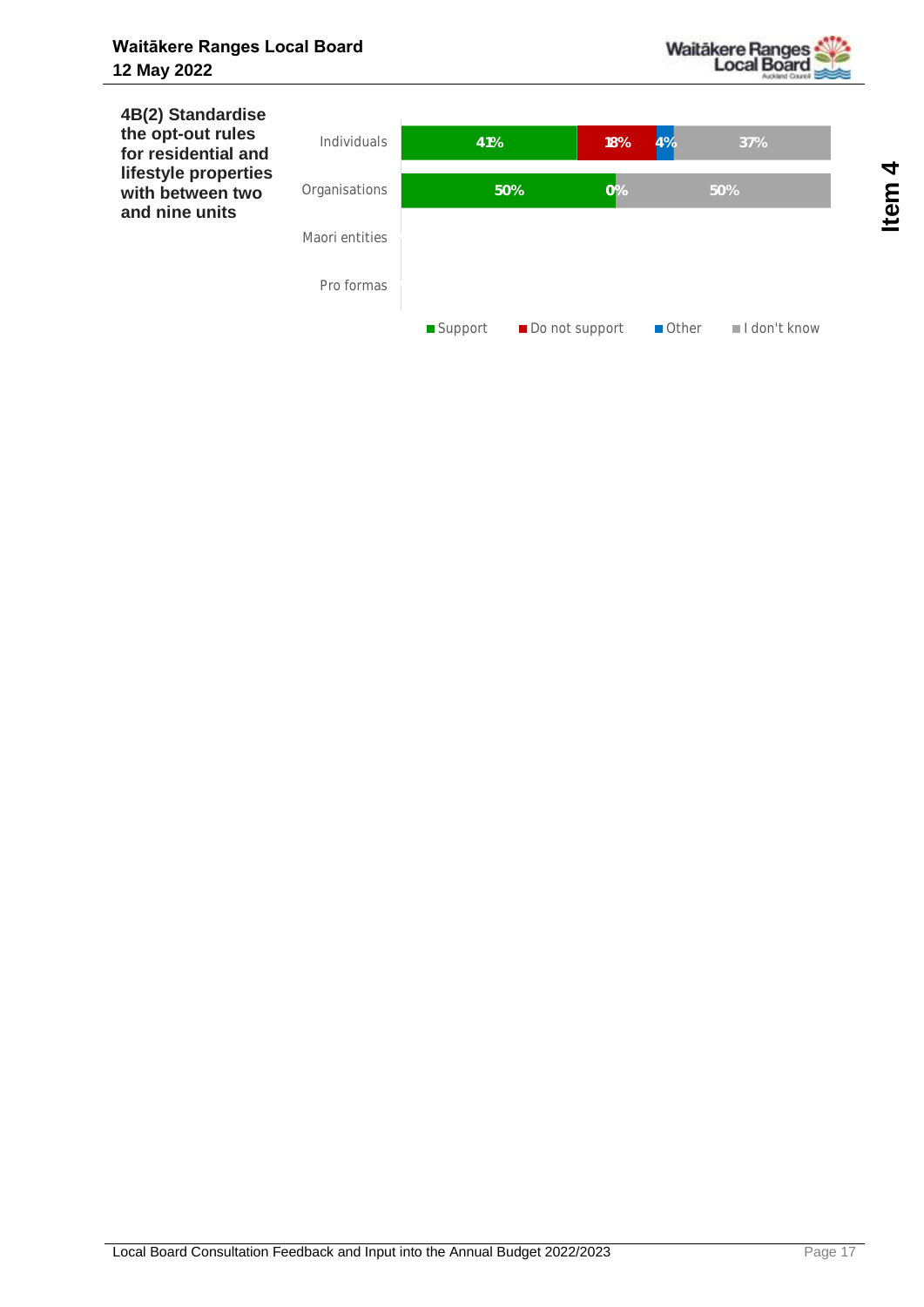### 4B(2) Standardise the opt-out rules for residential and lifestyle properties with between two and nine units

| | Support | Do not support | Other | I don't know |
|---|---|---|---|---|
| Individuals | 41% | 18% | 4% | 37% |
| Organisations | 50% | 0% | | 50% |
| Maori entities | | | | |
| Pro formas | | | | |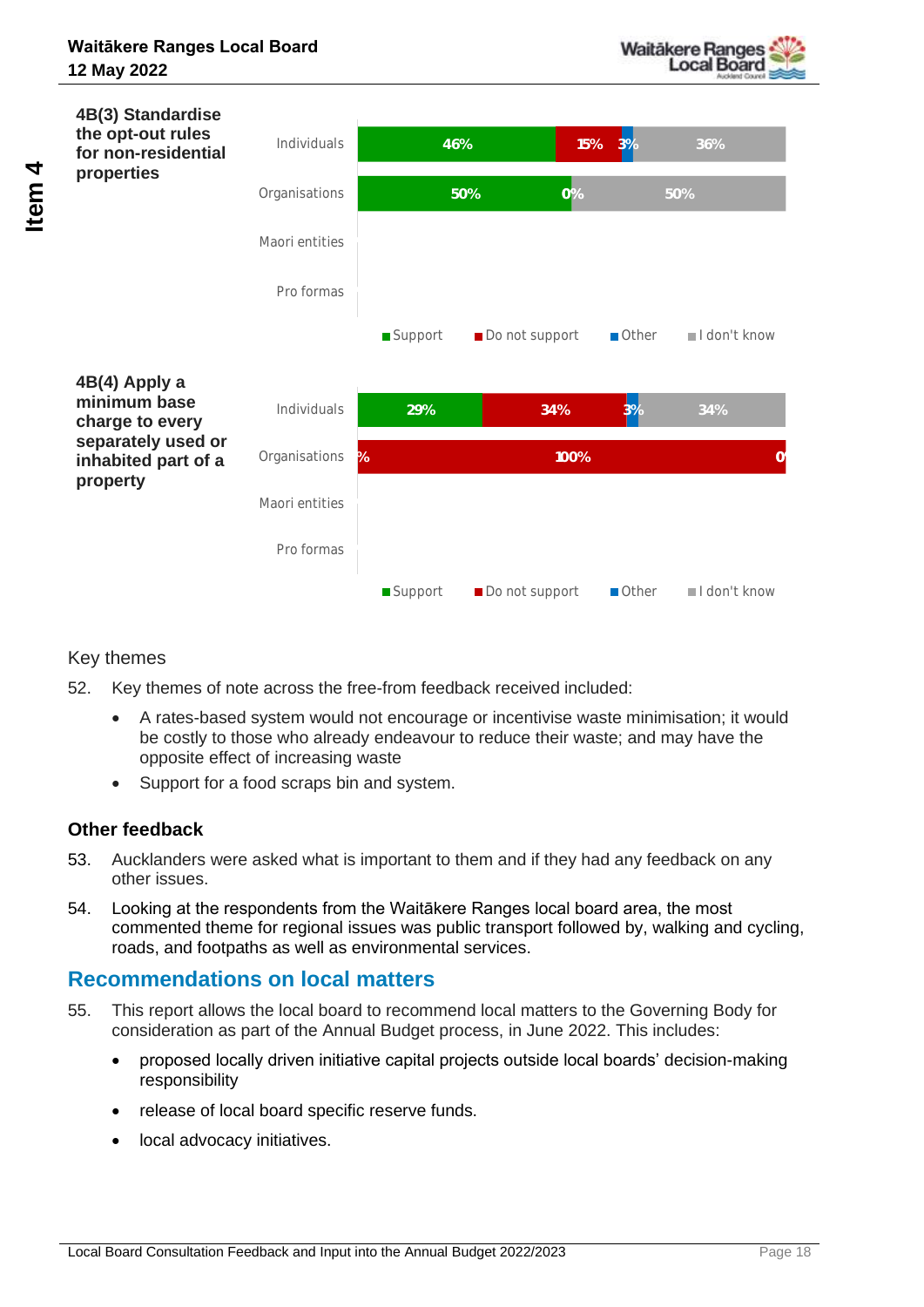**4B(3) Standardise the opt-out rules for non-residential properties**

| | Support | Do not support | Other | I don't know |
|---|---|---|---|---|
| Individuals | 46% | 15% | 3% | 36% |
| Organisations | 50% | 0% | | 50% |
| Maori entities | | | | |
| Pro formas | | | | |

**4B(4) Apply a minimum base charge to every separately used or inhabited part of a property**

| | Support | Do not support | Other | I don't know |
|---|---|---|---|---|
| Individuals | 29% | 34% | 3% | 34% |
| Organisations | 0% | 100% | | 0% |
| Maori entities | | | | |
| Pro formas | | | | |

Key themes

52. Key themes of note across the free-from feedback received included:
    - A rates-based system would not encourage or incentivise waste minimisation; it would be costly to those who already endeavour to reduce their waste; and may have the opposite effect of increasing waste
    - Support for a food scraps bin and system.

### Other feedback

53. Aucklanders were asked what is important to them and if they had any feedback on any other issues.

54. Looking at the respondents from the Waitākere Ranges local board area, the most commented theme for regional issues was public transport followed by, walking and cycling, roads, and footpaths as well as environmental services.

## Recommendations on local matters

55. This report allows the local board to recommend local matters to the Governing Body for consideration as part of the Annual Budget process, in June 2022. This includes:
    - proposed locally driven initiative capital projects outside local boards' decision-making responsibility
    - release of local board specific reserve funds.
    - local advocacy initiatives.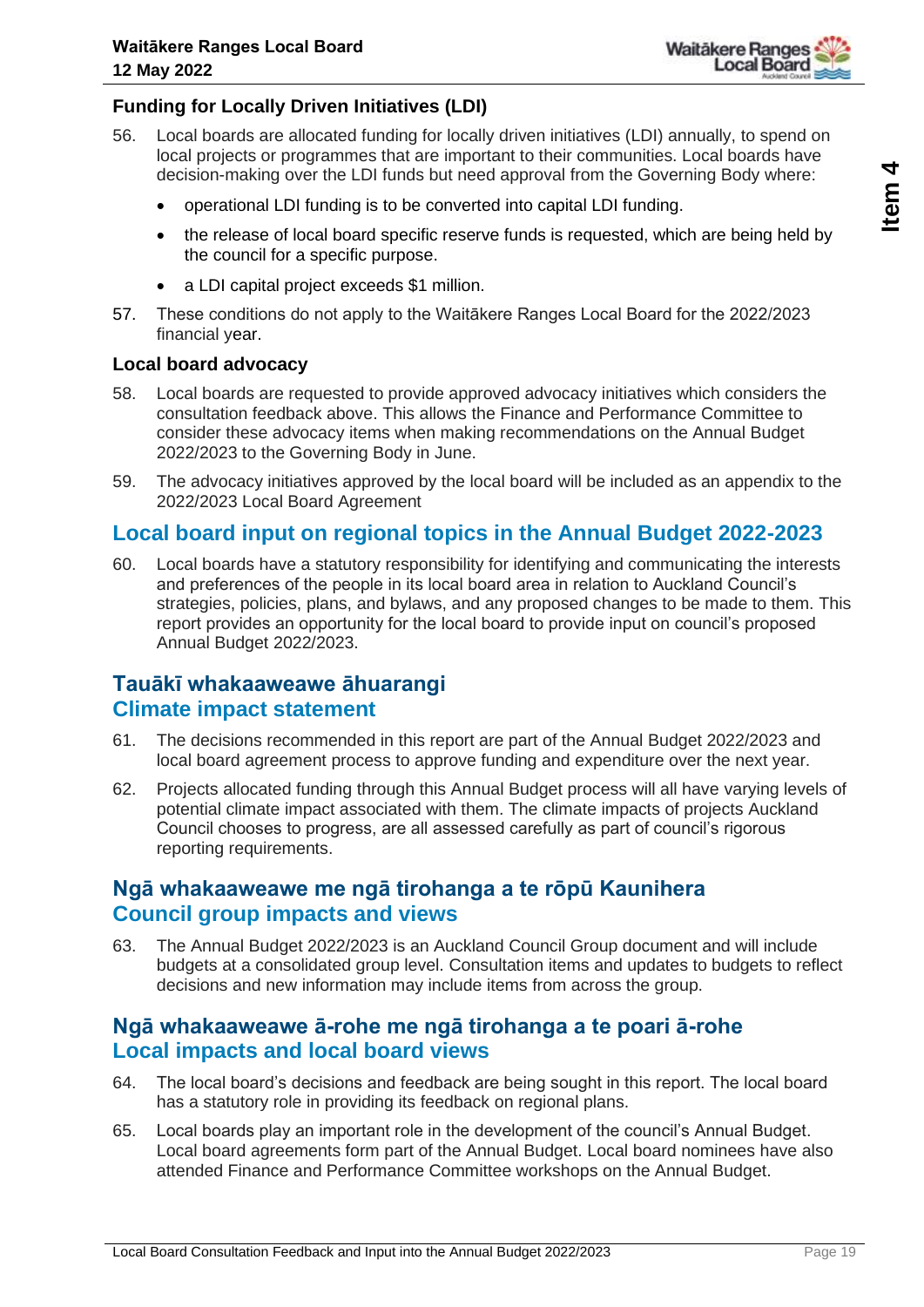### Funding for Locally Driven Initiatives (LDI)

56. Local boards are allocated funding for locally driven initiatives (LDI) annually, to spend on local projects or programmes that are important to their communities. Local boards have decision-making over the LDI funds but need approval from the Governing Body where:

    - operational LDI funding is to be converted into capital LDI funding.
    - the release of local board specific reserve funds is requested, which are being held by the council for a specific purpose.
    - a LDI capital project exceeds $1 million.

57. These conditions do not apply to the Waitākere Ranges Local Board for the 2022/2023 financial year.

### Local board advocacy

58. Local boards are requested to provide approved advocacy initiatives which considers the consultation feedback above. This allows the Finance and Performance Committee to consider these advocacy items when making recommendations on the Annual Budget 2022/2023 to the Governing Body in June.

59. The advocacy initiatives approved by the local board will be included as an appendix to the 2022/2023 Local Board Agreement

## Local board input on regional topics in the Annual Budget 2022-2023

60. Local boards have a statutory responsibility for identifying and communicating the interests and preferences of the people in its local board area in relation to Auckland Council's strategies, policies, plans, and bylaws, and any proposed changes to be made to them. This report provides an opportunity for the local board to provide input on council's proposed Annual Budget 2022/2023.

## Tauākī whakaaweawe āhuarangi
## Climate impact statement

61. The decisions recommended in this report are part of the Annual Budget 2022/2023 and local board agreement process to approve funding and expenditure over the next year.

62. Projects allocated funding through this Annual Budget process will all have varying levels of potential climate impact associated with them. The climate impacts of projects Auckland Council chooses to progress, are all assessed carefully as part of council's rigorous reporting requirements.

## Ngā whakaaweawe me ngā tirohanga a te rōpū Kaunihera
## Council group impacts and views

63. The Annual Budget 2022/2023 is an Auckland Council Group document and will include budgets at a consolidated group level. Consultation items and updates to budgets to reflect decisions and new information may include items from across the group.

## Ngā whakaaweawe ā-rohe me ngā tirohanga a te poari ā-rohe
## Local impacts and local board views

64. The local board's decisions and feedback are being sought in this report. The local board has a statutory role in providing its feedback on regional plans.

65. Local boards play an important role in the development of the council's Annual Budget. Local board agreements form part of the Annual Budget. Local board nominees have also attended Finance and Performance Committee workshops on the Annual Budget.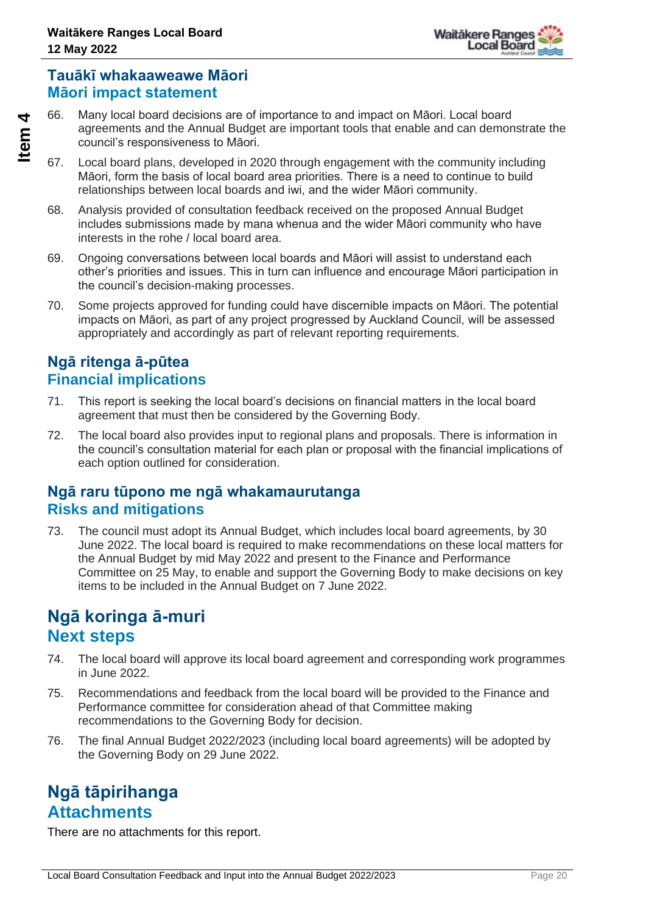## Tauākī whakaaweawe Māori
## Māori impact statement

66. Many local board decisions are of importance to and impact on Māori. Local board agreements and the Annual Budget are important tools that enable and can demonstrate the council's responsiveness to Māori.

67. Local board plans, developed in 2020 through engagement with the community including Māori, form the basis of local board area priorities. There is a need to continue to build relationships between local boards and iwi, and the wider Māori community.

68. Analysis provided of consultation feedback received on the proposed Annual Budget includes submissions made by mana whenua and the wider Māori community who have interests in the rohe / local board area.

69. Ongoing conversations between local boards and Māori will assist to understand each other's priorities and issues. This in turn can influence and encourage Māori participation in the council's decision-making processes.

70. Some projects approved for funding could have discernible impacts on Māori. The potential impacts on Māori, as part of any project progressed by Auckland Council, will be assessed appropriately and accordingly as part of relevant reporting requirements.

## Ngā ritenga ā-pūtea
## Financial implications

71. This report is seeking the local board's decisions on financial matters in the local board agreement that must then be considered by the Governing Body.

72. The local board also provides input to regional plans and proposals. There is information in the council's consultation material for each plan or proposal with the financial implications of each option outlined for consideration.

## Ngā raru tūpono me ngā whakamaurutanga
## Risks and mitigations

73. The council must adopt its Annual Budget, which includes local board agreements, by 30 June 2022. The local board is required to make recommendations on these local matters for the Annual Budget by mid May 2022 and present to the Finance and Performance Committee on 25 May, to enable and support the Governing Body to make decisions on key items to be included in the Annual Budget on 7 June 2022.

# Ngā koringa ā-muri
# Next steps

74. The local board will approve its local board agreement and corresponding work programmes in June 2022.

75. Recommendations and feedback from the local board will be provided to the Finance and Performance committee for consideration ahead of that Committee making recommendations to the Governing Body for decision.

76. The final Annual Budget 2022/2023 (including local board agreements) will be adopted by the Governing Body on 29 June 2022.

# Ngā tāpirihanga
# Attachments

There are no attachments for this report.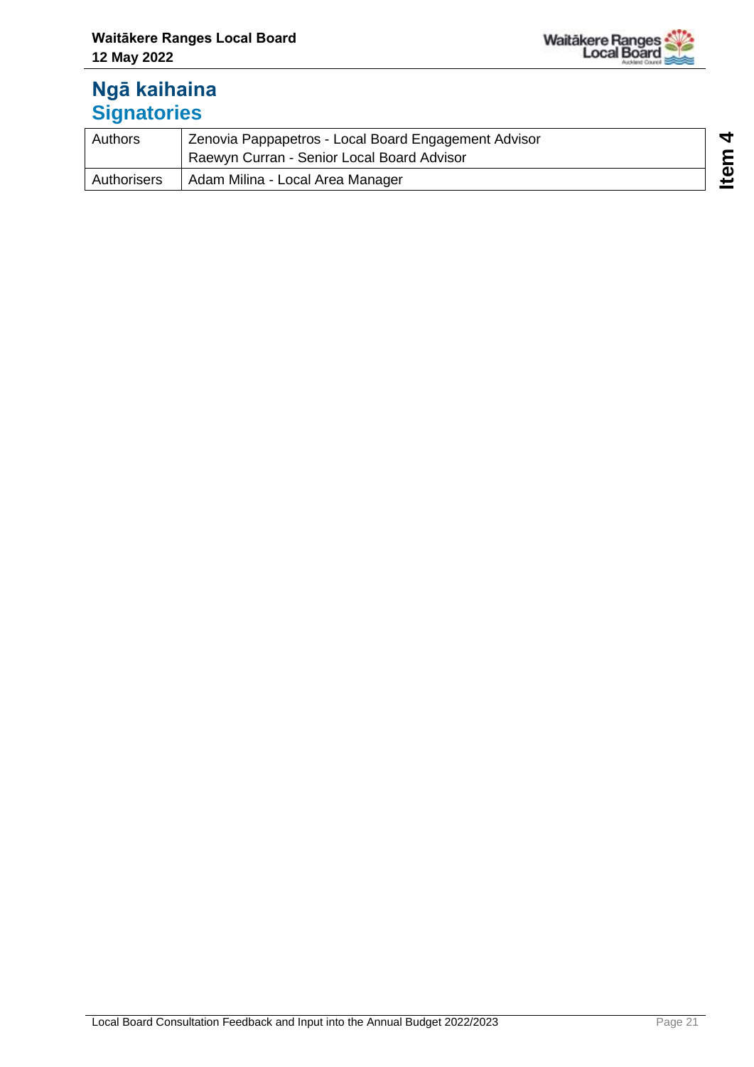## Ngā kaihaina
## Signatories

| | |
|---|---|
| Authors | Zenovia Pappapetros - Local Board Engagement Advisor<br>Raewyn Curran - Senior Local Board Advisor |
| Authorisers | Adam Milina - Local Area Manager |